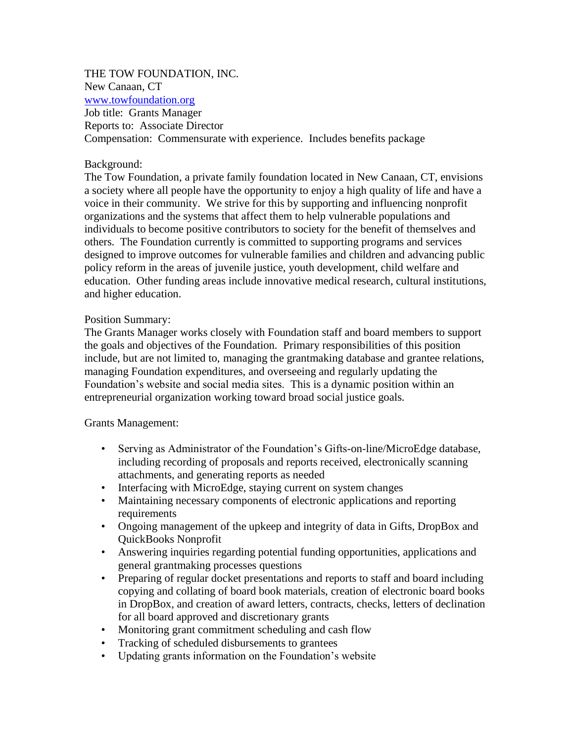THE TOW FOUNDATION, INC.
New Canaan, CT
[www.towfoundation.org](http://www.towfoundation.org)
Job title: Grants Manager
Reports to: Associate Director
Compensation: Commensurate with experience. Includes benefits package

Background:
The Tow Foundation, a private family foundation located in New Canaan, CT, envisions a society where all people have the opportunity to enjoy a high quality of life and have a voice in their community. We strive for this by supporting and influencing nonprofit organizations and the systems that affect them to help vulnerable populations and individuals to become positive contributors to society for the benefit of themselves and others. The Foundation currently is committed to supporting programs and services designed to improve outcomes for vulnerable families and children and advancing public policy reform in the areas of juvenile justice, youth development, child welfare and education. Other funding areas include innovative medical research, cultural institutions, and higher education.

Position Summary:
The Grants Manager works closely with Foundation staff and board members to support the goals and objectives of the Foundation. Primary responsibilities of this position include, but are not limited to, managing the grantmaking database and grantee relations, managing Foundation expenditures, and overseeing and regularly updating the Foundation's website and social media sites. This is a dynamic position within an entrepreneurial organization working toward broad social justice goals.

Grants Management:

- Serving as Administrator of the Foundation's Gifts-on-line/MicroEdge database, including recording of proposals and reports received, electronically scanning attachments, and generating reports as needed
- Interfacing with MicroEdge, staying current on system changes
- Maintaining necessary components of electronic applications and reporting requirements
- Ongoing management of the upkeep and integrity of data in Gifts, DropBox and QuickBooks Nonprofit
- Answering inquiries regarding potential funding opportunities, applications and general grantmaking processes questions
- Preparing of regular docket presentations and reports to staff and board including copying and collating of board book materials, creation of electronic board books in DropBox, and creation of award letters, contracts, checks, letters of declination for all board approved and discretionary grants
- Monitoring grant commitment scheduling and cash flow
- Tracking of scheduled disbursements to grantees
- Updating grants information on the Foundation's website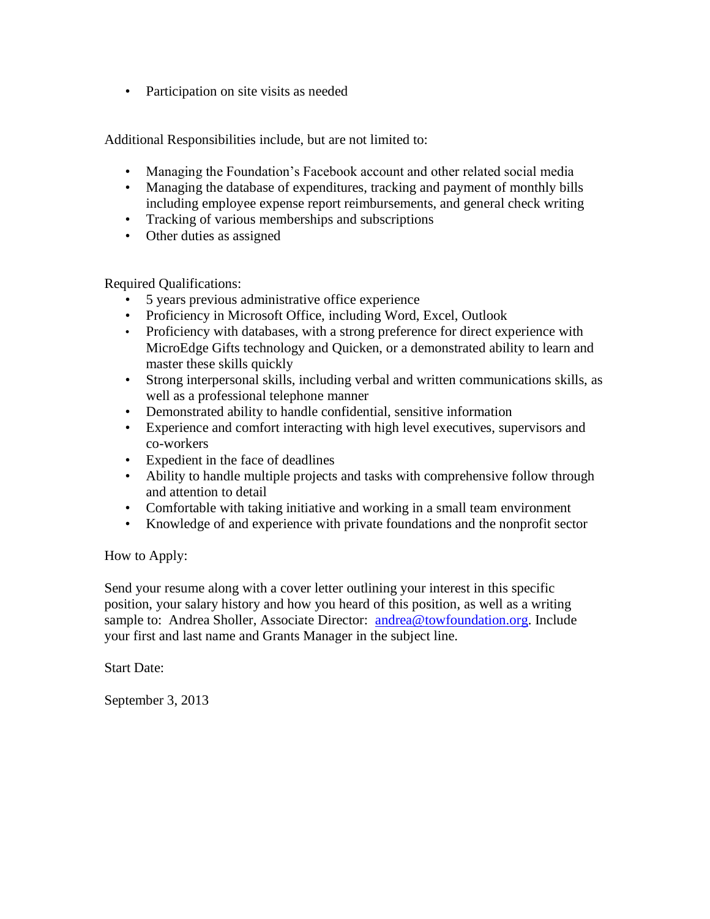- Participation on site visits as needed

Additional Responsibilities include, but are not limited to:

- Managing the Foundation's Facebook account and other related social media
- Managing the database of expenditures, tracking and payment of monthly bills including employee expense report reimbursements, and general check writing
- Tracking of various memberships and subscriptions
- Other duties as assigned

Required Qualifications:

- 5 years previous administrative office experience
- Proficiency in Microsoft Office, including Word, Excel, Outlook
- Proficiency with databases, with a strong preference for direct experience with MicroEdge Gifts technology and Quicken, or a demonstrated ability to learn and master these skills quickly
- Strong interpersonal skills, including verbal and written communications skills, as well as a professional telephone manner
- Demonstrated ability to handle confidential, sensitive information
- Experience and comfort interacting with high level executives, supervisors and co-workers
- Expedient in the face of deadlines
- Ability to handle multiple projects and tasks with comprehensive follow through and attention to detail
- Comfortable with taking initiative and working in a small team environment
- Knowledge of and experience with private foundations and the nonprofit sector

How to Apply:

Send your resume along with a cover letter outlining your interest in this specific position, your salary history and how you heard of this position, as well as a writing sample to: Andrea Sholler, Associate Director: [andrea@towfoundation.org](mailto:andrea@towfoundation.org). Include your first and last name and Grants Manager in the subject line.

Start Date:

September 3, 2013